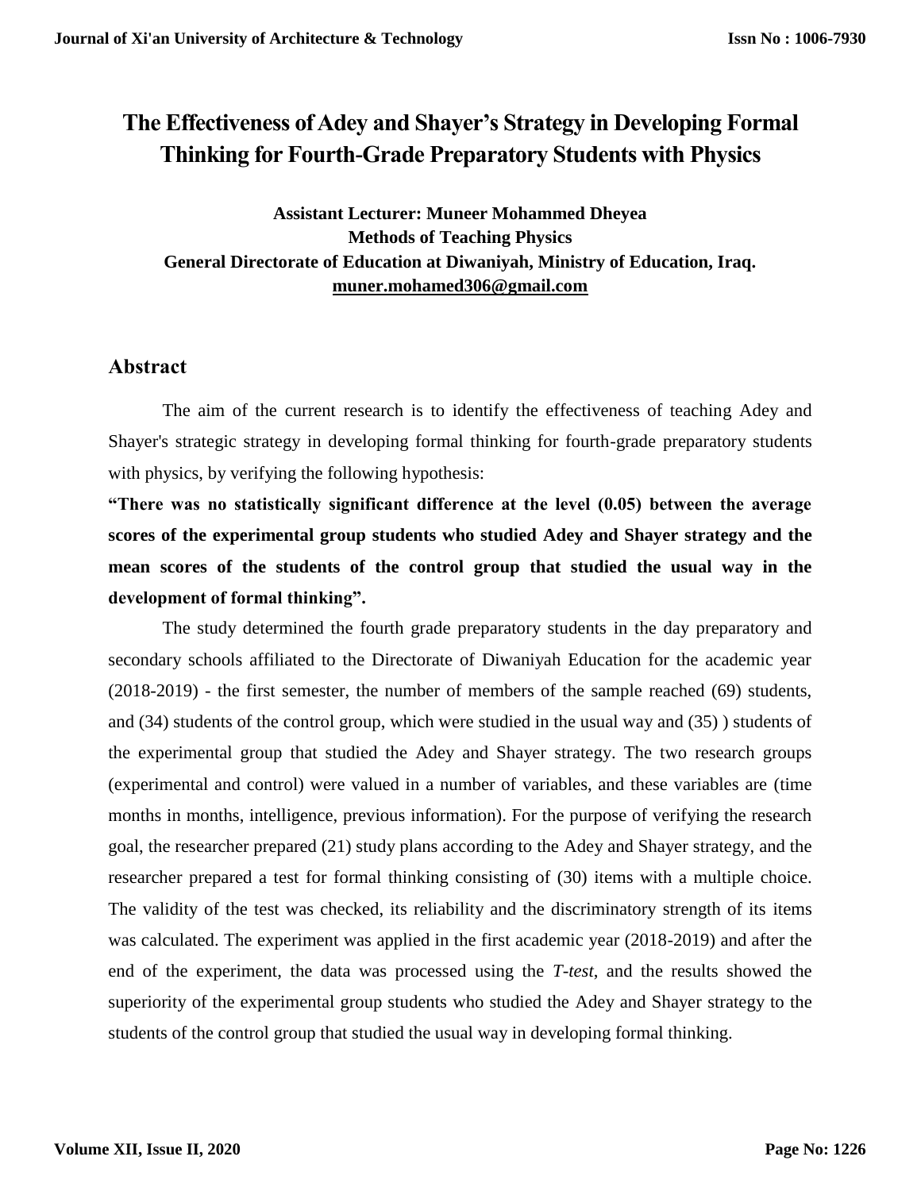# The Effectiveness of Adey and Shayer's Strategy in Developing Formal Thinking for Fourth-Grade Preparatory Students with Physics

**Assistant Lecturer: Muneer Mohammed Dheyea**
**Methods of Teaching Physics**
**General Directorate of Education at Diwaniyah, Ministry of Education, Iraq.**
**muner.mohamed306@gmail.com**

## Abstract

The aim of the current research is to identify the effectiveness of teaching Adey and Shayer's strategic strategy in developing formal thinking for fourth-grade preparatory students with physics, by verifying the following hypothesis:

**"There was no statistically significant difference at the level (0.05) between the average scores of the experimental group students who studied Adey and Shayer strategy and the mean scores of the students of the control group that studied the usual way in the development of formal thinking".**

The study determined the fourth grade preparatory students in the day preparatory and secondary schools affiliated to the Directorate of Diwaniyah Education for the academic year (2018-2019) - the first semester, the number of members of the sample reached (69) students, and (34) students of the control group, which were studied in the usual way and (35) ) students of the experimental group that studied the Adey and Shayer strategy. The two research groups (experimental and control) were valued in a number of variables, and these variables are (time months in months, intelligence, previous information). For the purpose of verifying the research goal, the researcher prepared (21) study plans according to the Adey and Shayer strategy, and the researcher prepared a test for formal thinking consisting of (30) items with a multiple choice. The validity of the test was checked, its reliability and the discriminatory strength of its items was calculated. The experiment was applied in the first academic year (2018-2019) and after the end of the experiment, the data was processed using the *T-test*, and the results showed the superiority of the experimental group students who studied the Adey and Shayer strategy to the students of the control group that studied the usual way in developing formal thinking.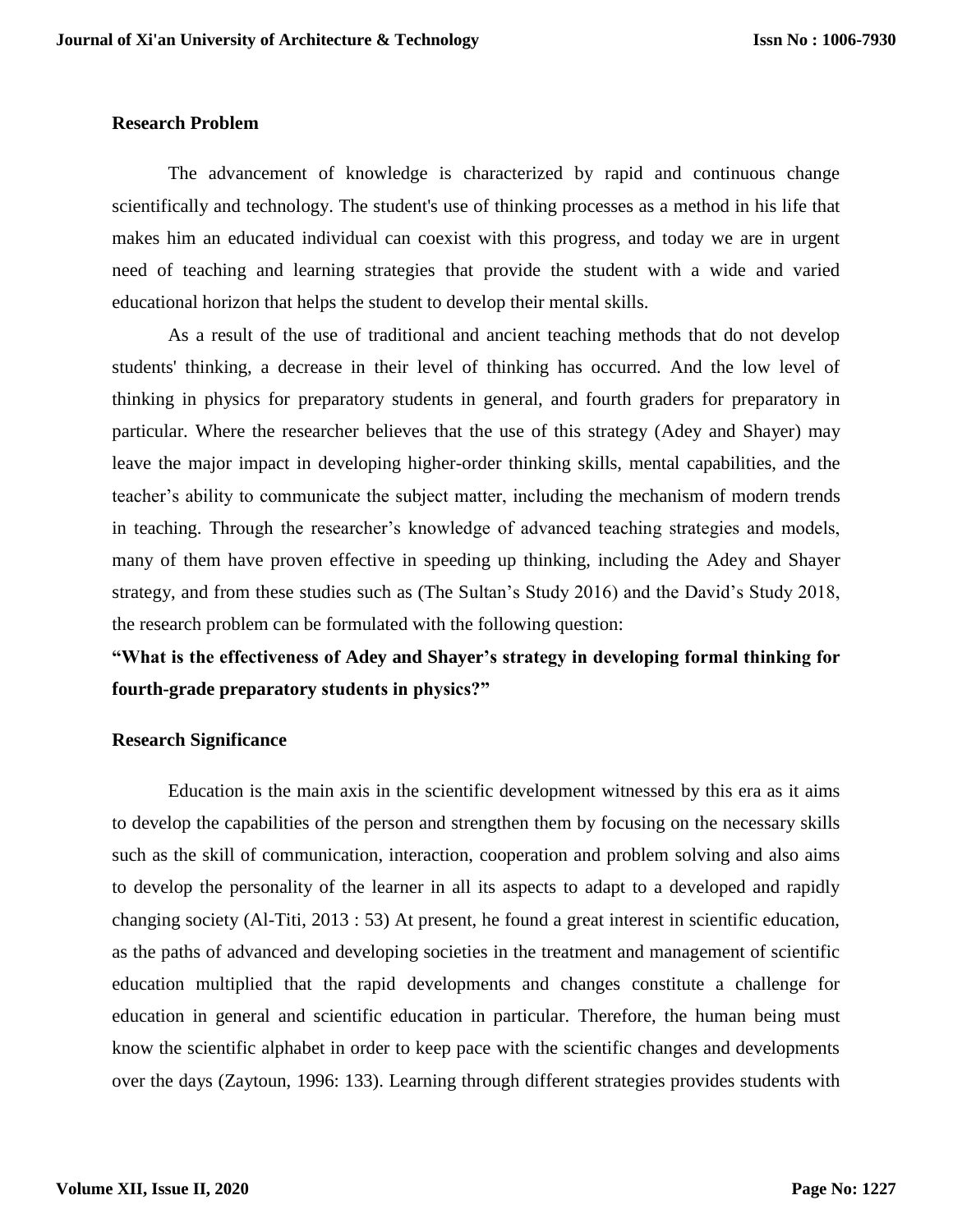## Research Problem

The advancement of knowledge is characterized by rapid and continuous change scientifically and technology. The student's use of thinking processes as a method in his life that makes him an educated individual can coexist with this progress, and today we are in urgent need of teaching and learning strategies that provide the student with a wide and varied educational horizon that helps the student to develop their mental skills.

As a result of the use of traditional and ancient teaching methods that do not develop students' thinking, a decrease in their level of thinking has occurred. And the low level of thinking in physics for preparatory students in general, and fourth graders for preparatory in particular. Where the researcher believes that the use of this strategy (Adey and Shayer) may leave the major impact in developing higher-order thinking skills, mental capabilities, and the teacher's ability to communicate the subject matter, including the mechanism of modern trends in teaching. Through the researcher's knowledge of advanced teaching strategies and models, many of them have proven effective in speeding up thinking, including the Adey and Shayer strategy, and from these studies such as (The Sultan's Study 2016) and the David's Study 2018, the research problem can be formulated with the following question:

**"What is the effectiveness of Adey and Shayer's strategy in developing formal thinking for fourth-grade preparatory students in physics?"**

## Research Significance

Education is the main axis in the scientific development witnessed by this era as it aims to develop the capabilities of the person and strengthen them by focusing on the necessary skills such as the skill of communication, interaction, cooperation and problem solving and also aims to develop the personality of the learner in all its aspects to adapt to a developed and rapidly changing society (Al-Titi, 2013 : 53) At present, he found a great interest in scientific education, as the paths of advanced and developing societies in the treatment and management of scientific education multiplied that the rapid developments and changes constitute a challenge for education in general and scientific education in particular. Therefore, the human being must know the scientific alphabet in order to keep pace with the scientific changes and developments over the days (Zaytoun, 1996: 133). Learning through different strategies provides students with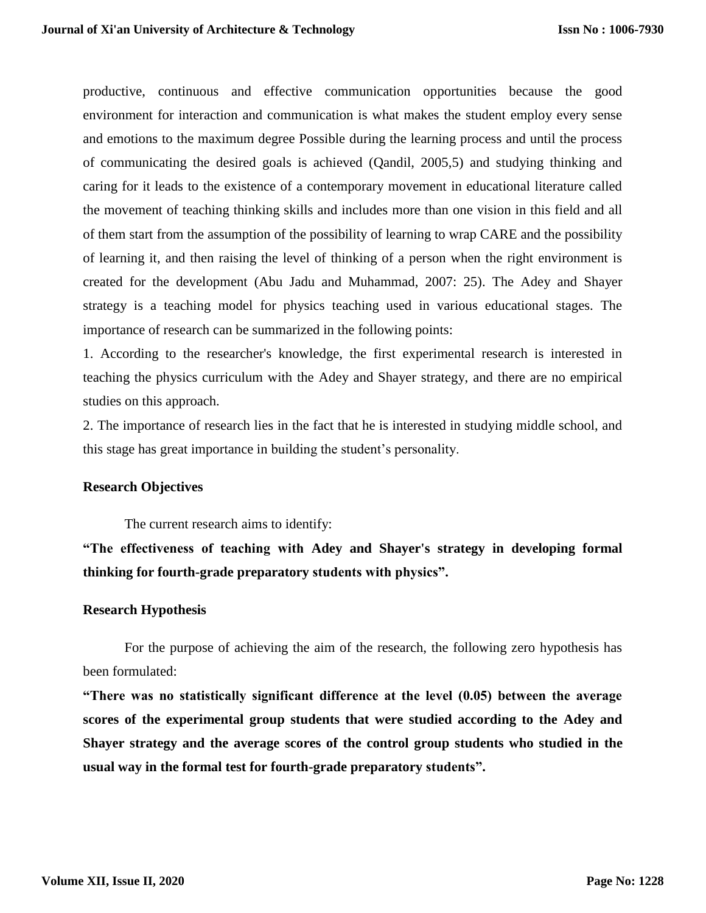productive, continuous and effective communication opportunities because the good environment for interaction and communication is what makes the student employ every sense and emotions to the maximum degree Possible during the learning process and until the process of communicating the desired goals is achieved (Qandil, 2005,5) and studying thinking and caring for it leads to the existence of a contemporary movement in educational literature called the movement of teaching thinking skills and includes more than one vision in this field and all of them start from the assumption of the possibility of learning to wrap CARE and the possibility of learning it, and then raising the level of thinking of a person when the right environment is created for the development (Abu Jadu and Muhammad, 2007: 25). The Adey and Shayer strategy is a teaching model for physics teaching used in various educational stages. The importance of research can be summarized in the following points:

1. According to the researcher's knowledge, the first experimental research is interested in teaching the physics curriculum with the Adey and Shayer strategy, and there are no empirical studies on this approach.
2. The importance of research lies in the fact that he is interested in studying middle school, and this stage has great importance in building the student's personality.

## Research Objectives

The current research aims to identify:

**"The effectiveness of teaching with Adey and Shayer's strategy in developing formal thinking for fourth-grade preparatory students with physics".**

## Research Hypothesis

For the purpose of achieving the aim of the research, the following zero hypothesis has been formulated:

**"There was no statistically significant difference at the level (0.05) between the average scores of the experimental group students that were studied according to the Adey and Shayer strategy and the average scores of the control group students who studied in the usual way in the formal test for fourth-grade preparatory students".**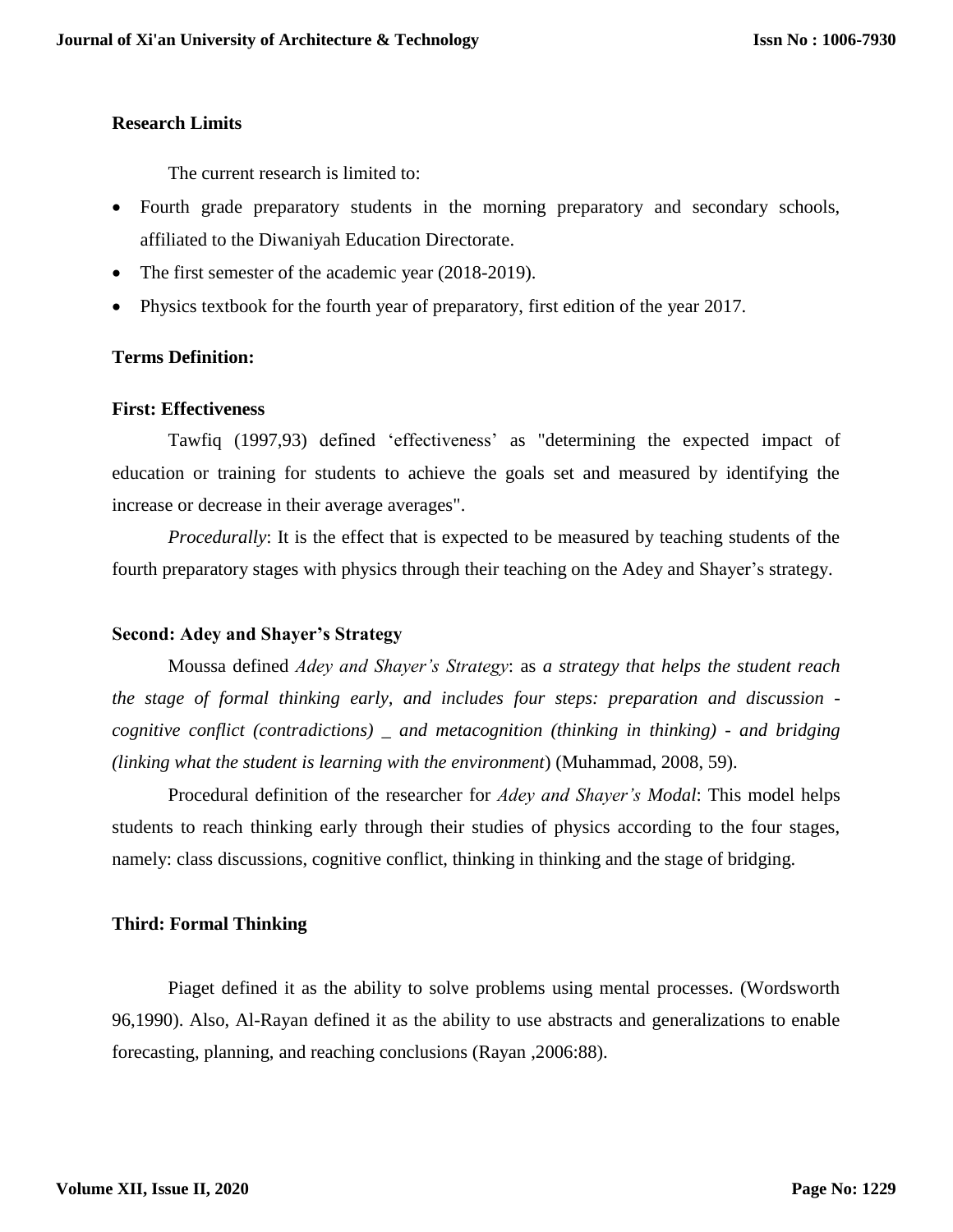**Research Limits**

The current research is limited to:

- Fourth grade preparatory students in the morning preparatory and secondary schools, affiliated to the Diwaniyah Education Directorate.
- The first semester of the academic year (2018-2019).
- Physics textbook for the fourth year of preparatory, first edition of the year 2017.

**Terms Definition:**

**First: Effectiveness**

Tawfiq (1997,93) defined 'effectiveness' as "determining the expected impact of education or training for students to achieve the goals set and measured by identifying the increase or decrease in their average averages".

*Procedurally*: It is the effect that is expected to be measured by teaching students of the fourth preparatory stages with physics through their teaching on the Adey and Shayer's strategy.

**Second: Adey and Shayer's Strategy**

Moussa defined *Adey and Shayer's Strategy*: as *a strategy that helps the student reach the stage of formal thinking early, and includes four steps: preparation and discussion - cognitive conflict (contradictions) _ and metacognition (thinking in thinking) - and bridging (linking what the student is learning with the environment*) (Muhammad, 2008, 59).

Procedural definition of the researcher for *Adey and Shayer's Modal*: This model helps students to reach thinking early through their studies of physics according to the four stages, namely: class discussions, cognitive conflict, thinking in thinking and the stage of bridging.

**Third: Formal Thinking**

Piaget defined it as the ability to solve problems using mental processes. (Wordsworth 96,1990). Also, Al-Rayan defined it as the ability to use abstracts and generalizations to enable forecasting, planning, and reaching conclusions (Rayan ,2006:88).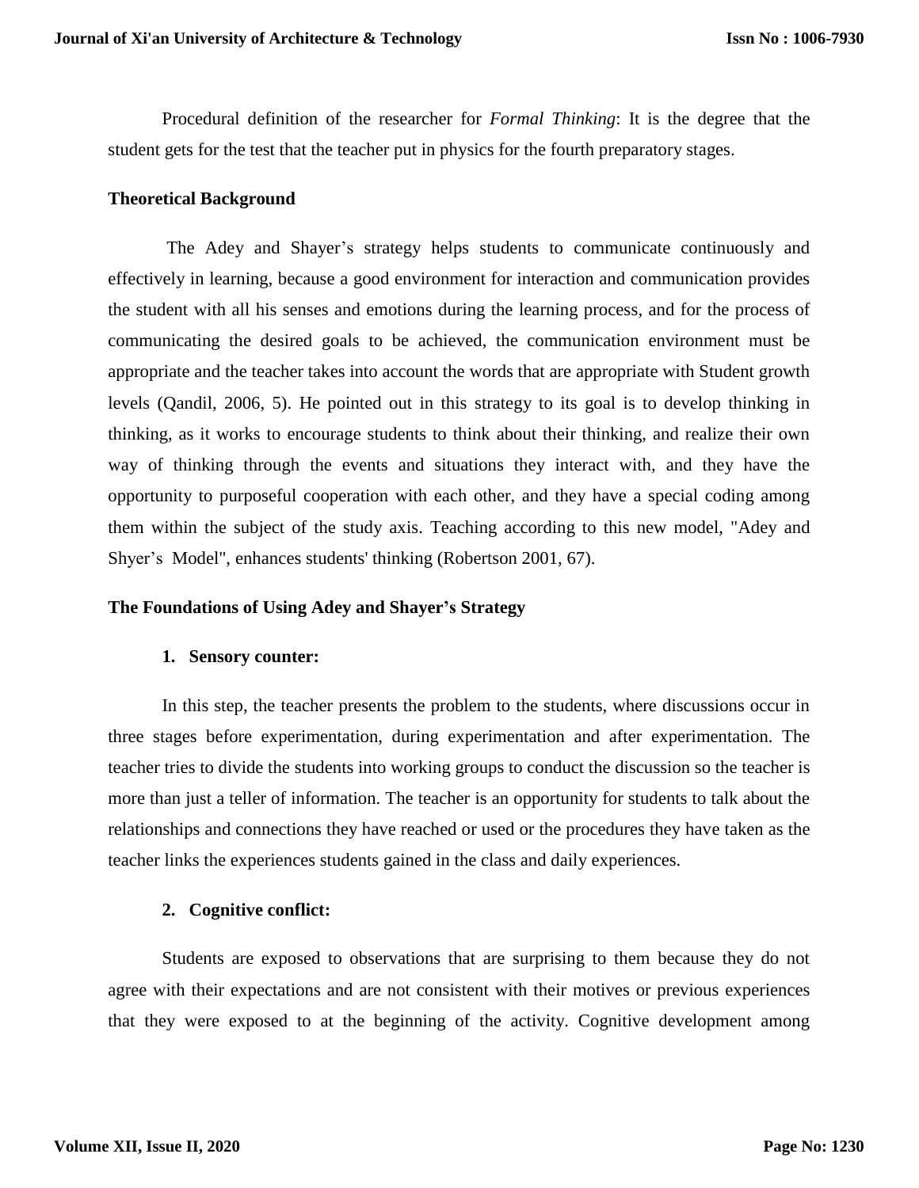Procedural definition of the researcher for *Formal Thinking*: It is the degree that the student gets for the test that the teacher put in physics for the fourth preparatory stages.

## Theoretical Background

The Adey and Shayer's strategy helps students to communicate continuously and effectively in learning, because a good environment for interaction and communication provides the student with all his senses and emotions during the learning process, and for the process of communicating the desired goals to be achieved, the communication environment must be appropriate and the teacher takes into account the words that are appropriate with Student growth levels (Qandil, 2006, 5). He pointed out in this strategy to its goal is to develop thinking in thinking, as it works to encourage students to think about their thinking, and realize their own way of thinking through the events and situations they interact with, and they have the opportunity to purposeful cooperation with each other, and they have a special coding among them within the subject of the study axis. Teaching according to this new model, "Adey and Shyer's Model", enhances students' thinking (Robertson 2001, 67).

## The Foundations of Using Adey and Shayer's Strategy

1. **Sensory counter:**

In this step, the teacher presents the problem to the students, where discussions occur in three stages before experimentation, during experimentation and after experimentation. The teacher tries to divide the students into working groups to conduct the discussion so the teacher is more than just a teller of information. The teacher is an opportunity for students to talk about the relationships and connections they have reached or used or the procedures they have taken as the teacher links the experiences students gained in the class and daily experiences.

2. **Cognitive conflict:**

Students are exposed to observations that are surprising to them because they do not agree with their expectations and are not consistent with their motives or previous experiences that they were exposed to at the beginning of the activity. Cognitive development among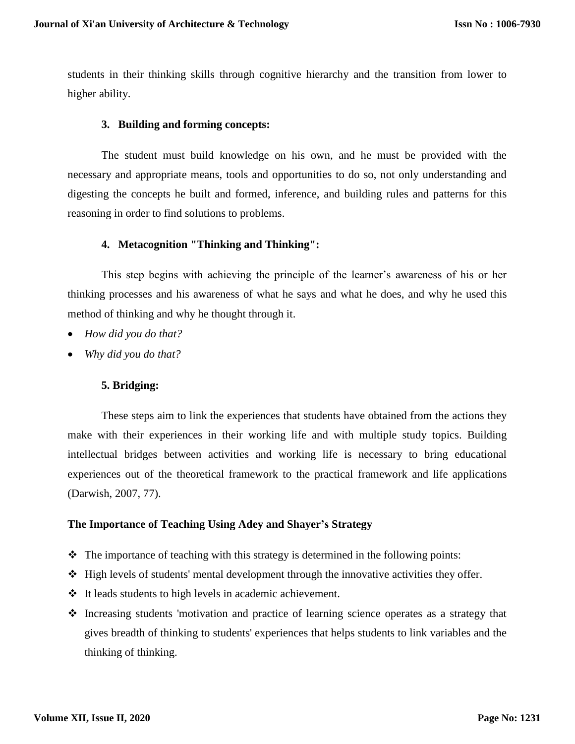students in their thinking skills through cognitive hierarchy and the transition from lower to higher ability.

### 3. Building and forming concepts:

The student must build knowledge on his own, and he must be provided with the necessary and appropriate means, tools and opportunities to do so, not only understanding and digesting the concepts he built and formed, inference, and building rules and patterns for this reasoning in order to find solutions to problems.

### 4. Metacognition "Thinking and Thinking":

This step begins with achieving the principle of the learner's awareness of his or her thinking processes and his awareness of what he says and what he does, and why he used this method of thinking and why he thought through it.

- *How did you do that?*
- *Why did you do that?*

### 5. Bridging:

These steps aim to link the experiences that students have obtained from the actions they make with their experiences in their working life and with multiple study topics. Building intellectual bridges between activities and working life is necessary to bring educational experiences out of the theoretical framework to the practical framework and life applications (Darwish, 2007, 77).

## The Importance of Teaching Using Adey and Shayer's Strategy

- The importance of teaching with this strategy is determined in the following points:
- High levels of students' mental development through the innovative activities they offer.
- It leads students to high levels in academic achievement.
- Increasing students 'motivation and practice of learning science operates as a strategy that gives breadth of thinking to students' experiences that helps students to link variables and the thinking of thinking.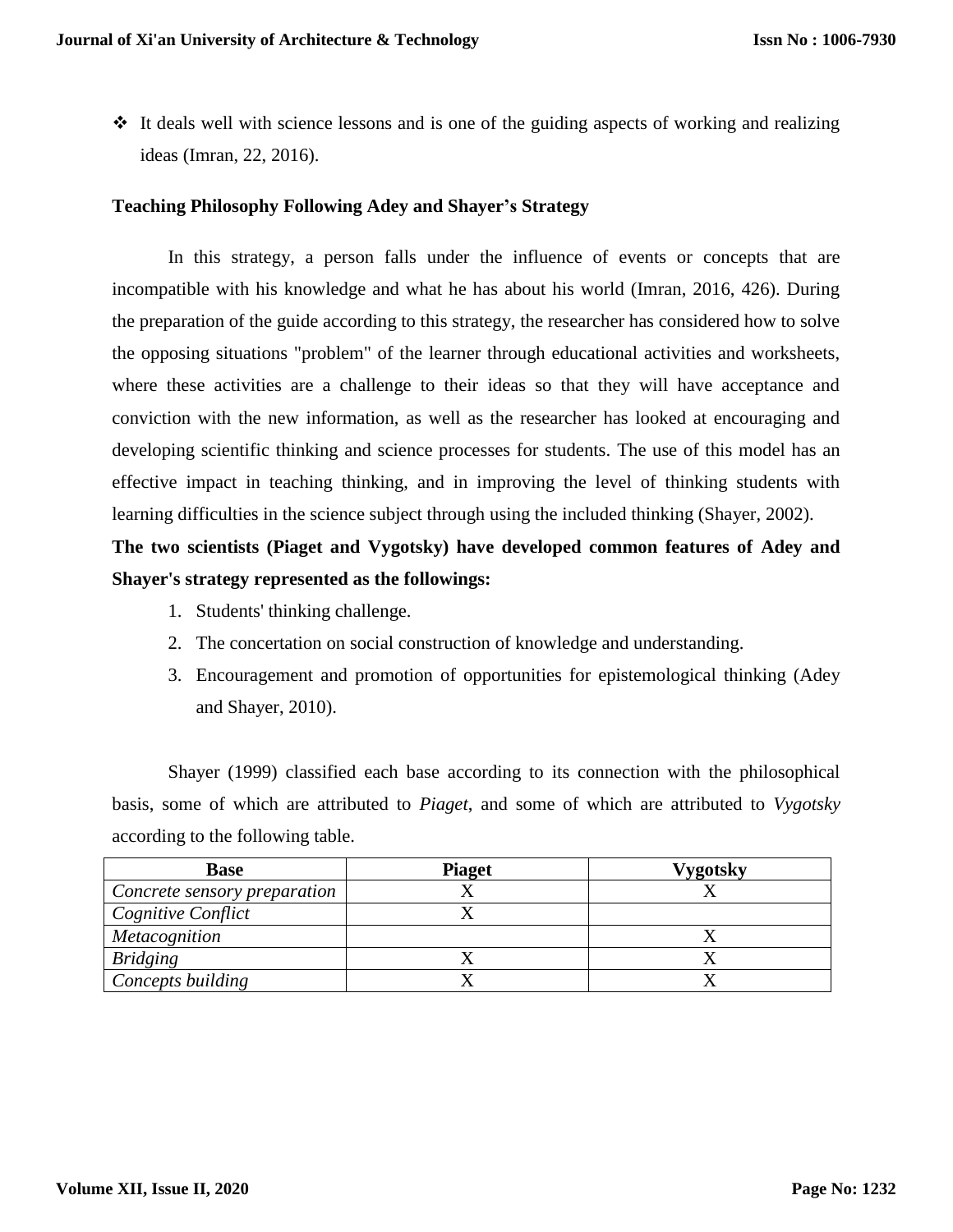- ❖ It deals well with science lessons and is one of the guiding aspects of working and realizing ideas (Imran, 22, 2016).

### Teaching Philosophy Following Adey and Shayer's Strategy

In this strategy, a person falls under the influence of events or concepts that are incompatible with his knowledge and what he has about his world (Imran, 2016, 426). During the preparation of the guide according to this strategy, the researcher has considered how to solve the opposing situations "problem" of the learner through educational activities and worksheets, where these activities are a challenge to their ideas so that they will have acceptance and conviction with the new information, as well as the researcher has looked at encouraging and developing scientific thinking and science processes for students. The use of this model has an effective impact in teaching thinking, and in improving the level of thinking students with learning difficulties in the science subject through using the included thinking (Shayer, 2002).

**The two scientists (Piaget and Vygotsky) have developed common features of Adey and Shayer's strategy represented as the followings:**

1. Students' thinking challenge.
2. The concertation on social construction of knowledge and understanding.
3. Encouragement and promotion of opportunities for epistemological thinking (Adey and Shayer, 2010).

Shayer (1999) classified each base according to its connection with the philosophical basis, some of which are attributed to *Piaget*, and some of which are attributed to *Vygotsky* according to the following table.

| Base | Piaget | Vygotsky |
|---|---|---|
| *Concrete sensory preparation* | X | X |
| *Cognitive Conflict* | X | |
| *Metacognition* | | X |
| *Bridging* | X | X |
| *Concepts building* | X | X |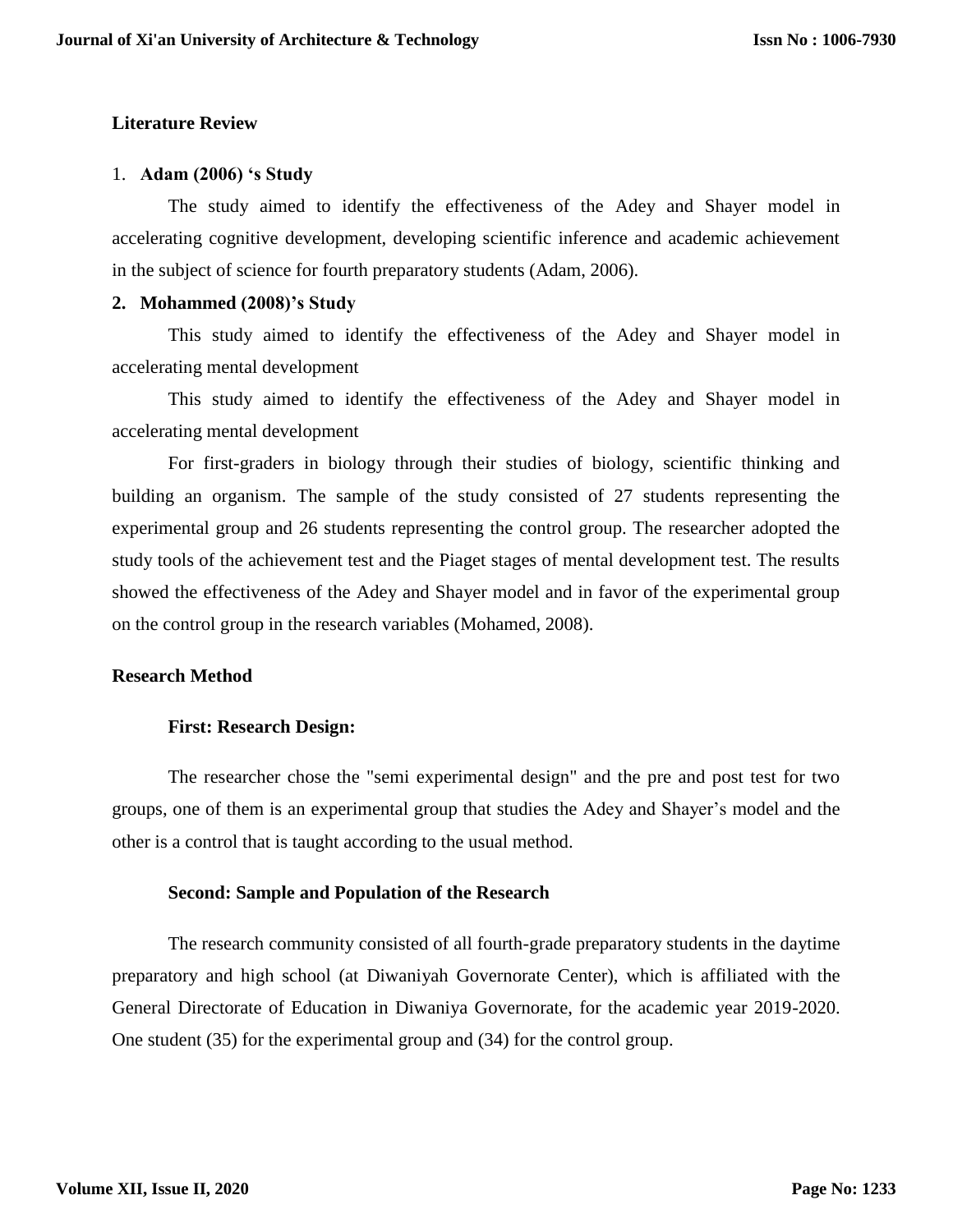## Literature Review

1. **Adam (2006) 's Study**

The study aimed to identify the effectiveness of the Adey and Shayer model in accelerating cognitive development, developing scientific inference and academic achievement in the subject of science for fourth preparatory students (Adam, 2006).

2. **Mohammed (2008)'s Study**

This study aimed to identify the effectiveness of the Adey and Shayer model in accelerating mental development

This study aimed to identify the effectiveness of the Adey and Shayer model in accelerating mental development

For first-graders in biology through their studies of biology, scientific thinking and building an organism. The sample of the study consisted of 27 students representing the experimental group and 26 students representing the control group. The researcher adopted the study tools of the achievement test and the Piaget stages of mental development test. The results showed the effectiveness of the Adey and Shayer model and in favor of the experimental group on the control group in the research variables (Mohamed, 2008).

## Research Method

### First: Research Design:

The researcher chose the "semi experimental design" and the pre and post test for two groups, one of them is an experimental group that studies the Adey and Shayer's model and the other is a control that is taught according to the usual method.

### Second: Sample and Population of the Research

The research community consisted of all fourth-grade preparatory students in the daytime preparatory and high school (at Diwaniyah Governorate Center), which is affiliated with the General Directorate of Education in Diwaniya Governorate, for the academic year 2019-2020. One student (35) for the experimental group and (34) for the control group.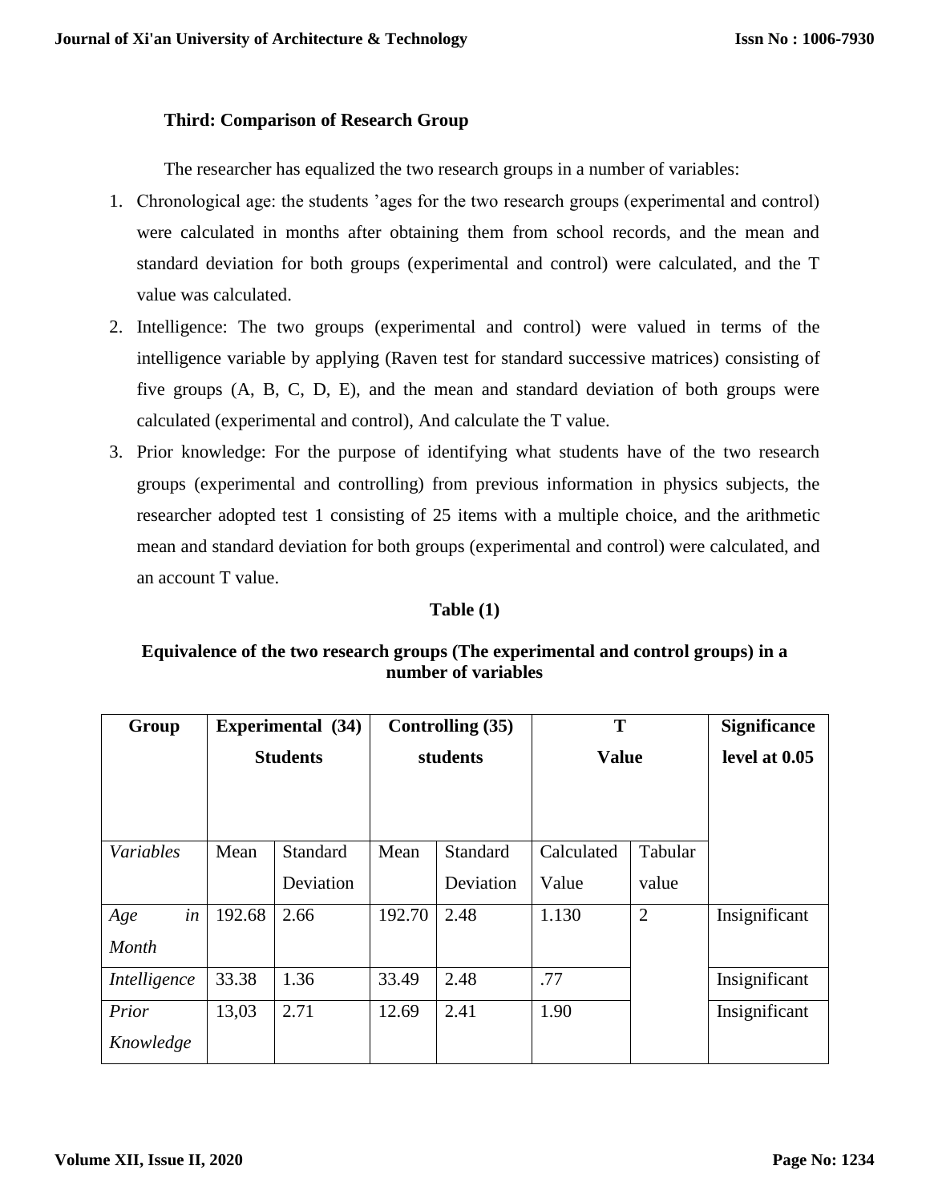**Third: Comparison of Research Group**

The researcher has equalized the two research groups in a number of variables:

1. Chronological age: the students 'ages for the two research groups (experimental and control) were calculated in months after obtaining them from school records, and the mean and standard deviation for both groups (experimental and control) were calculated, and the T value was calculated.
2. Intelligence: The two groups (experimental and control) were valued in terms of the intelligence variable by applying (Raven test for standard successive matrices) consisting of five groups (A, B, C, D, E), and the mean and standard deviation of both groups were calculated (experimental and control), And calculate the T value.
3. Prior knowledge: For the purpose of identifying what students have of the two research groups (experimental and controlling) from previous information in physics subjects, the researcher adopted test 1 consisting of 25 items with a multiple choice, and the arithmetic mean and standard deviation for both groups (experimental and control) were calculated, and an account T value.

**Table (1)**

**Equivalence of the two research groups (The experimental and control groups) in a number of variables**

| **Group** | **Experimental (34) Students** | | **Controlling (35) students** | | **T Value** | | **Significance level at 0.05** |
|---|---|---|---|---|---|---|---|
| *Variables* | Mean | Standard Deviation | Mean | Standard Deviation | Calculated Value | Tabular value | |
| *Age in Month* | 192.68 | 2.66 | 192.70 | 2.48 | 1.130 | 2 | Insignificant |
| *Intelligence* | 33.38 | 1.36 | 33.49 | 2.48 | .77 | | Insignificant |
| *Prior Knowledge* | 13,03 | 2.71 | 12.69 | 2.41 | 1.90 | | Insignificant |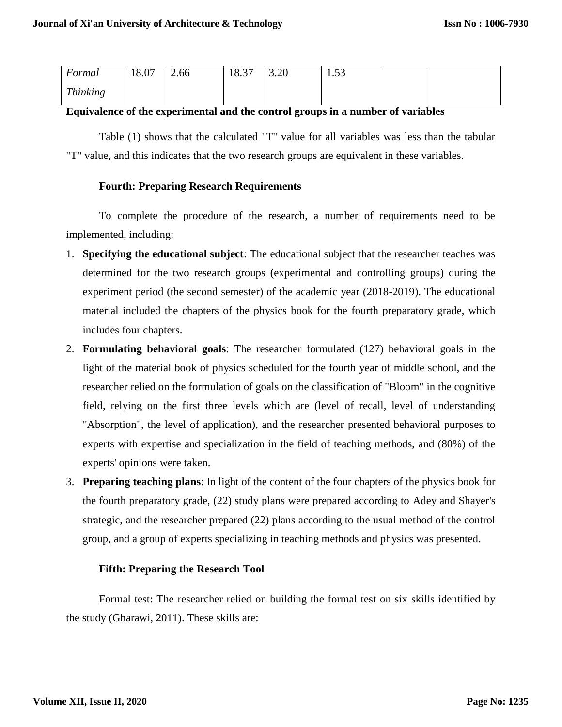| *Formal Thinking* | 18.07 | 2.66 | 18.37 | 3.20 | 1.53 | | |
|---|---|---|---|---|---|---|---|

**Equivalence of the experimental and the control groups in a number of variables**

Table (1) shows that the calculated "T" value for all variables was less than the tabular "T" value, and this indicates that the two research groups are equivalent in these variables.

**Fourth: Preparing Research Requirements**

To complete the procedure of the research, a number of requirements need to be implemented, including:

1. **Specifying the educational subject**: The educational subject that the researcher teaches was determined for the two research groups (experimental and controlling groups) during the experiment period (the second semester) of the academic year (2018-2019). The educational material included the chapters of the physics book for the fourth preparatory grade, which includes four chapters.
2. **Formulating behavioral goals**: The researcher formulated (127) behavioral goals in the light of the material book of physics scheduled for the fourth year of middle school, and the researcher relied on the formulation of goals on the classification of "Bloom" in the cognitive field, relying on the first three levels which are (level of recall, level of understanding "Absorption", the level of application), and the researcher presented behavioral purposes to experts with expertise and specialization in the field of teaching methods, and (80%) of the experts' opinions were taken.
3. **Preparing teaching plans**: In light of the content of the four chapters of the physics book for the fourth preparatory grade, (22) study plans were prepared according to Adey and Shayer's strategic, and the researcher prepared (22) plans according to the usual method of the control group, and a group of experts specializing in teaching methods and physics was presented.

**Fifth: Preparing the Research Tool**

Formal test: The researcher relied on building the formal test on six skills identified by the study (Gharawi, 2011). These skills are: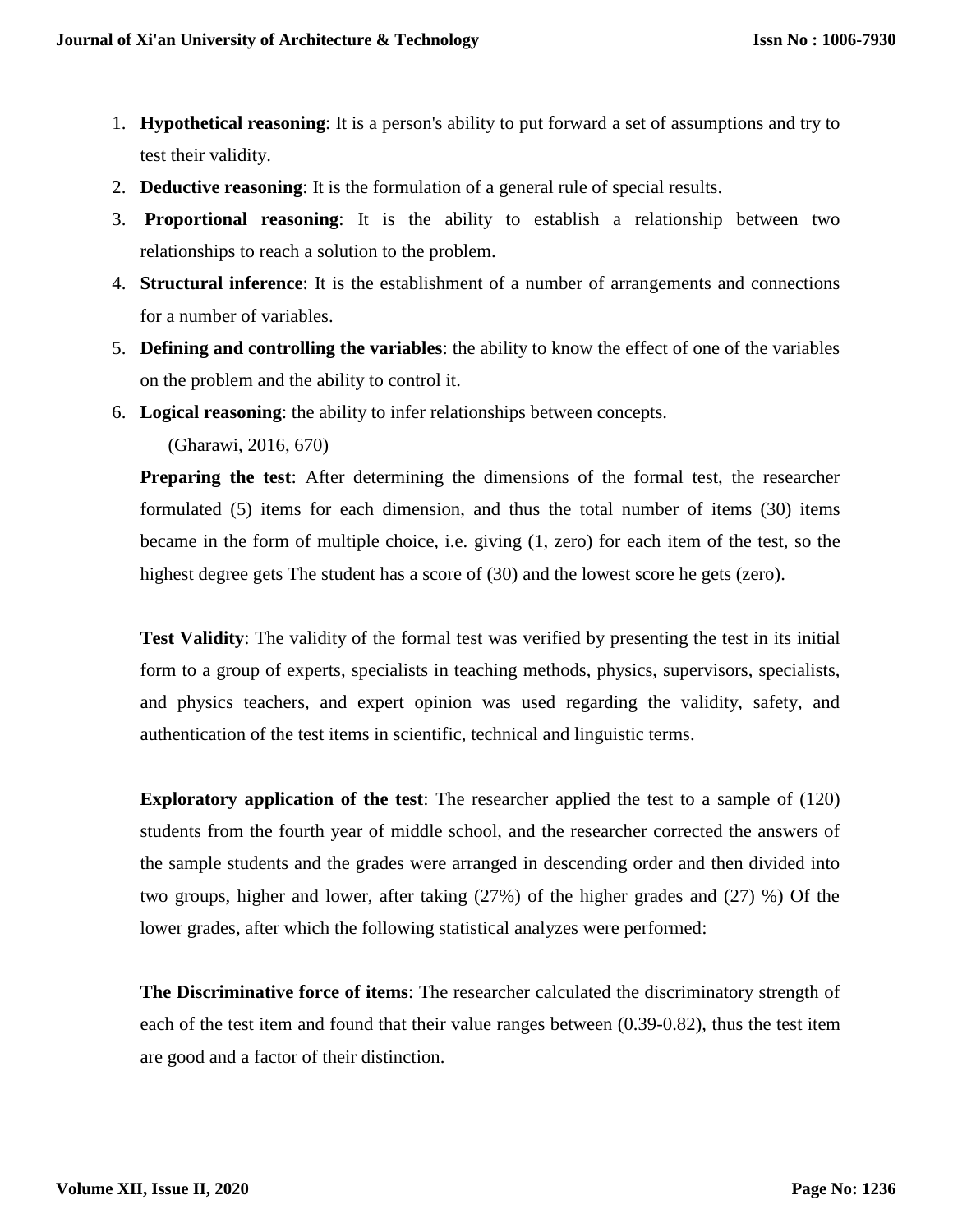1. **Hypothetical reasoning**: It is a person's ability to put forward a set of assumptions and try to test their validity.
2. **Deductive reasoning**: It is the formulation of a general rule of special results.
3. **Proportional reasoning**: It is the ability to establish a relationship between two relationships to reach a solution to the problem.
4. **Structural inference**: It is the establishment of a number of arrangements and connections for a number of variables.
5. **Defining and controlling the variables**: the ability to know the effect of one of the variables on the problem and the ability to control it.
6. **Logical reasoning**: the ability to infer relationships between concepts.

   (Gharawi, 2016, 670)

**Preparing the test**: After determining the dimensions of the formal test, the researcher formulated (5) items for each dimension, and thus the total number of items (30) items became in the form of multiple choice, i.e. giving (1, zero) for each item of the test, so the highest degree gets The student has a score of (30) and the lowest score he gets (zero).

**Test Validity**: The validity of the formal test was verified by presenting the test in its initial form to a group of experts, specialists in teaching methods, physics, supervisors, specialists, and physics teachers, and expert opinion was used regarding the validity, safety, and authentication of the test items in scientific, technical and linguistic terms.

**Exploratory application of the test**: The researcher applied the test to a sample of (120) students from the fourth year of middle school, and the researcher corrected the answers of the sample students and the grades were arranged in descending order and then divided into two groups, higher and lower, after taking (27%) of the higher grades and (27) %) Of the lower grades, after which the following statistical analyzes were performed:

**The Discriminative force of items**: The researcher calculated the discriminatory strength of each of the test item and found that their value ranges between (0.39-0.82), thus the test item are good and a factor of their distinction.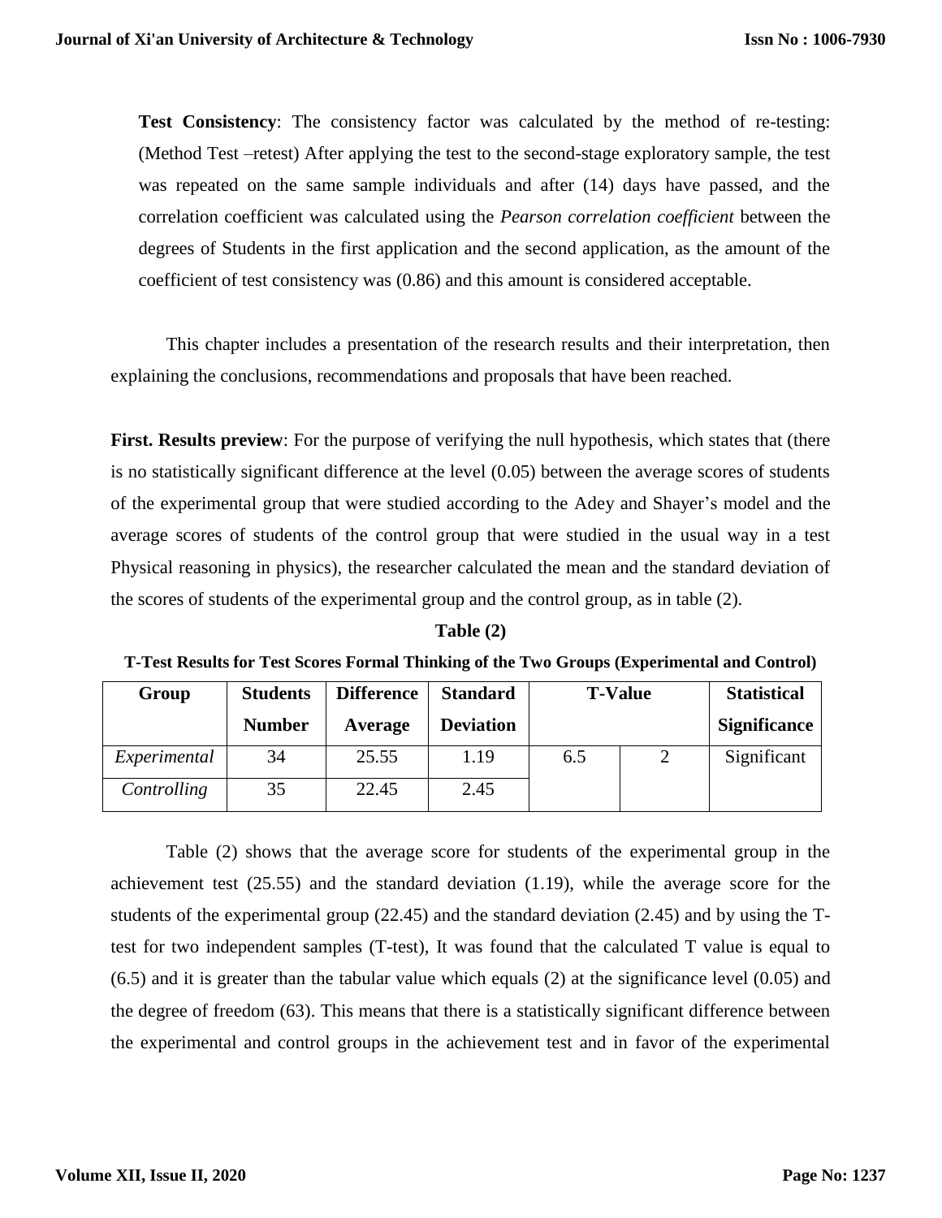**Test Consistency**: The consistency factor was calculated by the method of re-testing: (Method Test –retest) After applying the test to the second-stage exploratory sample, the test was repeated on the same sample individuals and after (14) days have passed, and the correlation coefficient was calculated using the *Pearson correlation coefficient* between the degrees of Students in the first application and the second application, as the amount of the coefficient of test consistency was (0.86) and this amount is considered acceptable.

This chapter includes a presentation of the research results and their interpretation, then explaining the conclusions, recommendations and proposals that have been reached.

**First. Results preview**: For the purpose of verifying the null hypothesis, which states that (there is no statistically significant difference at the level (0.05) between the average scores of students of the experimental group that were studied according to the Adey and Shayer's model and the average scores of students of the control group that were studied in the usual way in a test Physical reasoning in physics), the researcher calculated the mean and the standard deviation of the scores of students of the experimental group and the control group, as in table (2).

**Table (2)**

**T-Test Results for Test Scores Formal Thinking of the Two Groups (Experimental and Control)**

| Group | Students Number | Difference Average | Standard Deviation | T-Value | | Statistical Significance |
|---|---|---|---|---|---|---|
| *Experimental* | 34 | 25.55 | 1.19 | 6.5 | 2 | Significant |
| *Controlling* | 35 | 22.45 | 2.45 | | | |

Table (2) shows that the average score for students of the experimental group in the achievement test (25.55) and the standard deviation (1.19), while the average score for the students of the experimental group (22.45) and the standard deviation (2.45) and by using the T-test for two independent samples (T-test), It was found that the calculated T value is equal to (6.5) and it is greater than the tabular value which equals (2) at the significance level (0.05) and the degree of freedom (63). This means that there is a statistically significant difference between the experimental and control groups in the achievement test and in favor of the experimental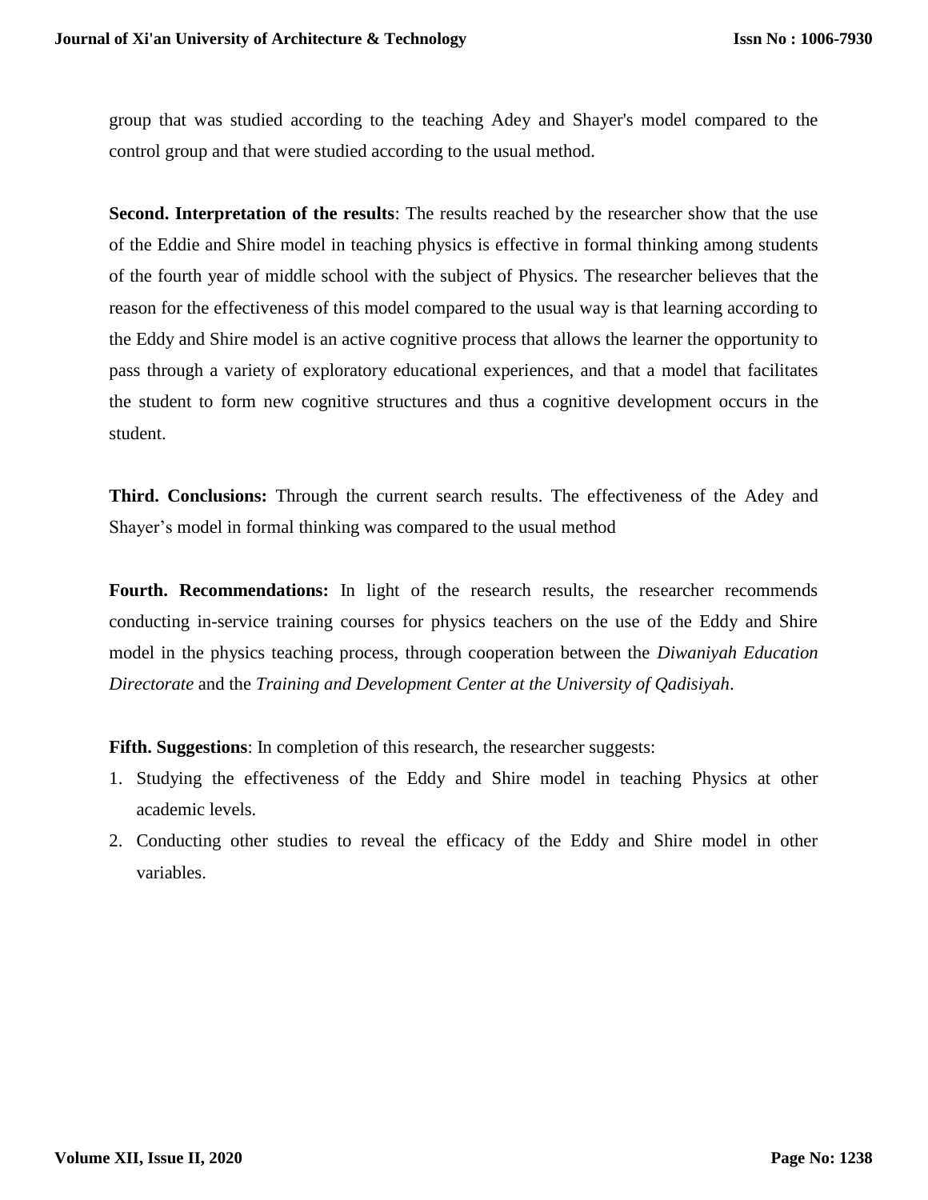group that was studied according to the teaching Adey and Shayer's model compared to the control group and that were studied according to the usual method.

**Second. Interpretation of the results**: The results reached by the researcher show that the use of the Eddie and Shire model in teaching physics is effective in formal thinking among students of the fourth year of middle school with the subject of Physics. The researcher believes that the reason for the effectiveness of this model compared to the usual way is that learning according to the Eddy and Shire model is an active cognitive process that allows the learner the opportunity to pass through a variety of exploratory educational experiences, and that a model that facilitates the student to form new cognitive structures and thus a cognitive development occurs in the student.

**Third. Conclusions:** Through the current search results. The effectiveness of the Adey and Shayer's model in formal thinking was compared to the usual method

**Fourth. Recommendations:** In light of the research results, the researcher recommends conducting in-service training courses for physics teachers on the use of the Eddy and Shire model in the physics teaching process, through cooperation between the *Diwaniyah Education Directorate* and the *Training and Development Center at the University of Qadisiyah*.

**Fifth. Suggestions**: In completion of this research, the researcher suggests:

1. Studying the effectiveness of the Eddy and Shire model in teaching Physics at other academic levels.
2. Conducting other studies to reveal the efficacy of the Eddy and Shire model in other variables.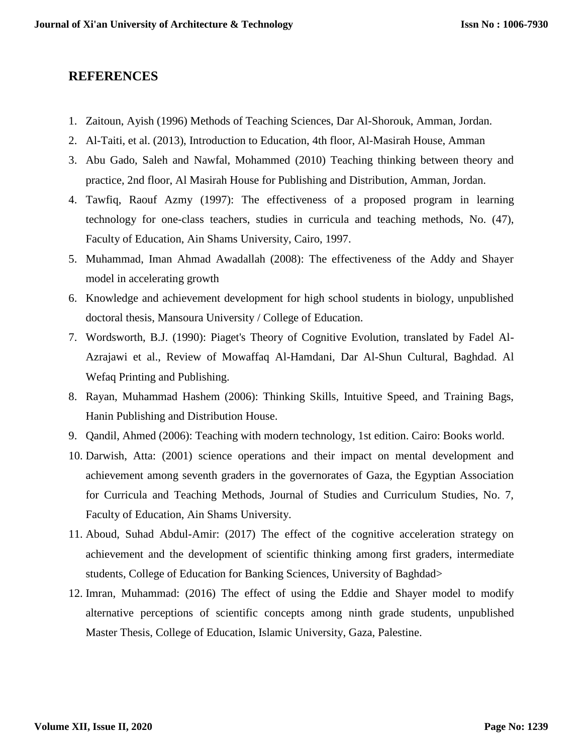## REFERENCES

1. Zaitoun, Ayish (1996) Methods of Teaching Sciences, Dar Al-Shorouk, Amman, Jordan.
2. Al-Taiti, et al. (2013), Introduction to Education, 4th floor, Al-Masirah House, Amman
3. Abu Gado, Saleh and Nawfal, Mohammed (2010) Teaching thinking between theory and practice, 2nd floor, Al Masirah House for Publishing and Distribution, Amman, Jordan.
4. Tawfiq, Raouf Azmy (1997): The effectiveness of a proposed program in learning technology for one-class teachers, studies in curricula and teaching methods, No. (47), Faculty of Education, Ain Shams University, Cairo, 1997.
5. Muhammad, Iman Ahmad Awadallah (2008): The effectiveness of the Addy and Shayer model in accelerating growth
6. Knowledge and achievement development for high school students in biology, unpublished doctoral thesis, Mansoura University / College of Education.
7. Wordsworth, B.J. (1990): Piaget's Theory of Cognitive Evolution, translated by Fadel Al-Azrajawi et al., Review of Mowaffaq Al-Hamdani, Dar Al-Shun Cultural, Baghdad. Al Wefaq Printing and Publishing.
8. Rayan, Muhammad Hashem (2006): Thinking Skills, Intuitive Speed, and Training Bags, Hanin Publishing and Distribution House.
9. Qandil, Ahmed (2006): Teaching with modern technology, 1st edition. Cairo: Books world.
10. Darwish, Atta: (2001) science operations and their impact on mental development and achievement among seventh graders in the governorates of Gaza, the Egyptian Association for Curricula and Teaching Methods, Journal of Studies and Curriculum Studies, No. 7, Faculty of Education, Ain Shams University.
11. Aboud, Suhad Abdul-Amir: (2017) The effect of the cognitive acceleration strategy on achievement and the development of scientific thinking among first graders, intermediate students, College of Education for Banking Sciences, University of Baghdad>
12. Imran, Muhammad: (2016) The effect of using the Eddie and Shayer model to modify alternative perceptions of scientific concepts among ninth grade students, unpublished Master Thesis, College of Education, Islamic University, Gaza, Palestine.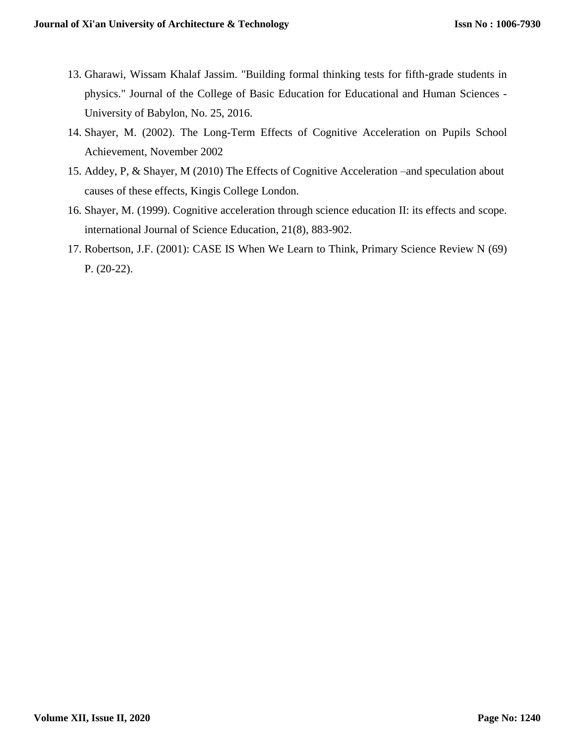13. Gharawi, Wissam Khalaf Jassim. "Building formal thinking tests for fifth-grade students in physics." Journal of the College of Basic Education for Educational and Human Sciences - University of Babylon, No. 25, 2016.
14. Shayer, M. (2002). The Long-Term Effects of Cognitive Acceleration on Pupils School Achievement, November 2002
15. Addey, P, & Shayer, M (2010) The Effects of Cognitive Acceleration –and speculation about causes of these effects, Kingis College London.
16. Shayer, M. (1999). Cognitive acceleration through science education II: its effects and scope. international Journal of Science Education, 21(8), 883-902.
17. Robertson, J.F. (2001): CASE IS When We Learn to Think, Primary Science Review N (69) P. (20-22).